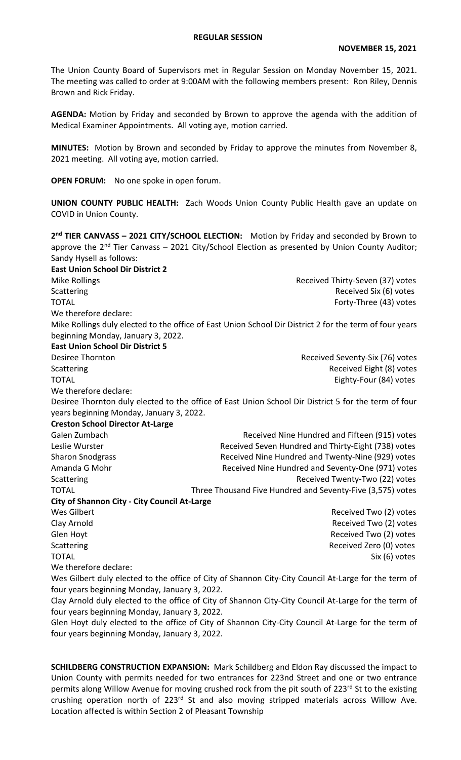**REGULAR SESSION**

**NOVEMBER 15, 2021**

The Union County Board of Supervisors met in Regular Session on Monday November 15, 2021. The meeting was called to order at 9:00AM with the following members present: Ron Riley, Dennis Brown and Rick Friday.

**AGENDA:** Motion by Friday and seconded by Brown to approve the agenda with the addition of Medical Examiner Appointments. All voting aye, motion carried.

**MINUTES:** Motion by Brown and seconded by Friday to approve the minutes from November 8, 2021 meeting. All voting aye, motion carried.

**OPEN FORUM:** No one spoke in open forum.

**UNION COUNTY PUBLIC HEALTH:** Zach Woods Union County Public Health gave an update on COVID in Union County.

**2nd TIER CANVASS – 2021 CITY/SCHOOL ELECTION:** Motion by Friday and seconded by Brown to approve the 2nd Tier Canvass – 2021 City/School Election as presented by Union County Auditor; Sandy Hysell as follows:

**East Union School Dir District 2**

| | |
|---|---|
| Mike Rollings | Received Thirty-Seven (37) votes |
| Scattering | Received Six (6) votes |
| TOTAL | Forty-Three (43) votes |

We therefore declare:

Mike Rollings duly elected to the office of East Union School Dir District 2 for the term of four years beginning Monday, January 3, 2022.

**East Union School Dir District 5**

| | |
|---|---|
| Desiree Thornton | Received Seventy-Six (76) votes |
| Scattering | Received Eight (8) votes |
| TOTAL | Eighty-Four (84) votes |

We therefore declare:

Desiree Thornton duly elected to the office of East Union School Dir District 5 for the term of four years beginning Monday, January 3, 2022.

**Creston School Director At-Large**

| | |
|---|---|
| Galen Zumbach | Received Nine Hundred and Fifteen (915) votes |
| Leslie Wurster | Received Seven Hundred and Thirty-Eight (738) votes |
| Sharon Snodgrass | Received Nine Hundred and Twenty-Nine (929) votes |
| Amanda G Mohr | Received Nine Hundred and Seventy-One (971) votes |
| Scattering | Received Twenty-Two (22) votes |
| TOTAL | Three Thousand Five Hundred and Seventy-Five (3,575) votes |

**City of Shannon City - City Council At-Large**

| | |
|---|---|
| Wes Gilbert | Received Two (2) votes |
| Clay Arnold | Received Two (2) votes |
| Glen Hoyt | Received Two (2) votes |
| Scattering | Received Zero (0) votes |
| TOTAL | Six (6) votes |

We therefore declare:

Wes Gilbert duly elected to the office of City of Shannon City-City Council At-Large for the term of four years beginning Monday, January 3, 2022.

Clay Arnold duly elected to the office of City of Shannon City-City Council At-Large for the term of four years beginning Monday, January 3, 2022.

Glen Hoyt duly elected to the office of City of Shannon City-City Council At-Large for the term of four years beginning Monday, January 3, 2022.

**SCHILDBERG CONSTRUCTION EXPANSION:** Mark Schildberg and Eldon Ray discussed the impact to Union County with permits needed for two entrances for 223nd Street and one or two entrance permits along Willow Avenue for moving crushed rock from the pit south of 223rd St to the existing crushing operation north of 223rd St and also moving stripped materials across Willow Ave. Location affected is within Section 2 of Pleasant Township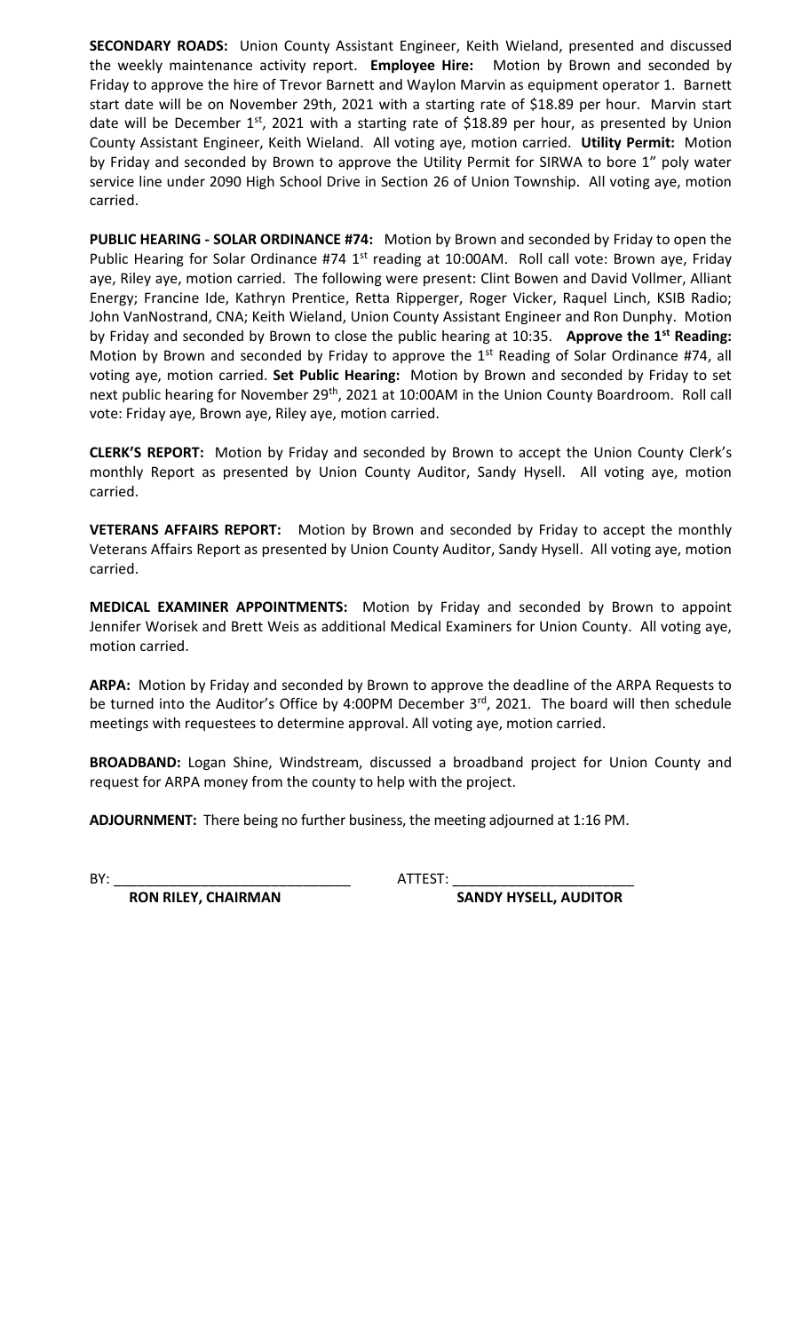**SECONDARY ROADS:** Union County Assistant Engineer, Keith Wieland, presented and discussed the weekly maintenance activity report. **Employee Hire:** Motion by Brown and seconded by Friday to approve the hire of Trevor Barnett and Waylon Marvin as equipment operator 1. Barnett start date will be on November 29th, 2021 with a starting rate of $18.89 per hour. Marvin start date will be December 1st, 2021 with a starting rate of $18.89 per hour, as presented by Union County Assistant Engineer, Keith Wieland. All voting aye, motion carried. **Utility Permit:** Motion by Friday and seconded by Brown to approve the Utility Permit for SIRWA to bore 1" poly water service line under 2090 High School Drive in Section 26 of Union Township. All voting aye, motion carried.

**PUBLIC HEARING - SOLAR ORDINANCE #74:** Motion by Brown and seconded by Friday to open the Public Hearing for Solar Ordinance #74 1st reading at 10:00AM. Roll call vote: Brown aye, Friday aye, Riley aye, motion carried. The following were present: Clint Bowen and David Vollmer, Alliant Energy; Francine Ide, Kathryn Prentice, Retta Ripperger, Roger Vicker, Raquel Linch, KSIB Radio; John VanNostrand, CNA; Keith Wieland, Union County Assistant Engineer and Ron Dunphy. Motion by Friday and seconded by Brown to close the public hearing at 10:35. **Approve the 1st Reading:** Motion by Brown and seconded by Friday to approve the 1st Reading of Solar Ordinance #74, all voting aye, motion carried. **Set Public Hearing:** Motion by Brown and seconded by Friday to set next public hearing for November 29th, 2021 at 10:00AM in the Union County Boardroom. Roll call vote: Friday aye, Brown aye, Riley aye, motion carried.

**CLERK'S REPORT:** Motion by Friday and seconded by Brown to accept the Union County Clerk's monthly Report as presented by Union County Auditor, Sandy Hysell. All voting aye, motion carried.

**VETERANS AFFAIRS REPORT:** Motion by Brown and seconded by Friday to accept the monthly Veterans Affairs Report as presented by Union County Auditor, Sandy Hysell. All voting aye, motion carried.

**MEDICAL EXAMINER APPOINTMENTS:** Motion by Friday and seconded by Brown to appoint Jennifer Worisek and Brett Weis as additional Medical Examiners for Union County. All voting aye, motion carried.

**ARPA:** Motion by Friday and seconded by Brown to approve the deadline of the ARPA Requests to be turned into the Auditor's Office by 4:00PM December 3rd, 2021. The board will then schedule meetings with requestees to determine approval. All voting aye, motion carried.

**BROADBAND:** Logan Shine, Windstream, discussed a broadband project for Union County and request for ARPA money from the county to help with the project.

**ADJOURNMENT:** There being no further business, the meeting adjourned at 1:16 PM.

BY: ______________________________ ATTEST: ______________________

**RON RILEY, CHAIRMAN** **SANDY HYSELL, AUDITOR**